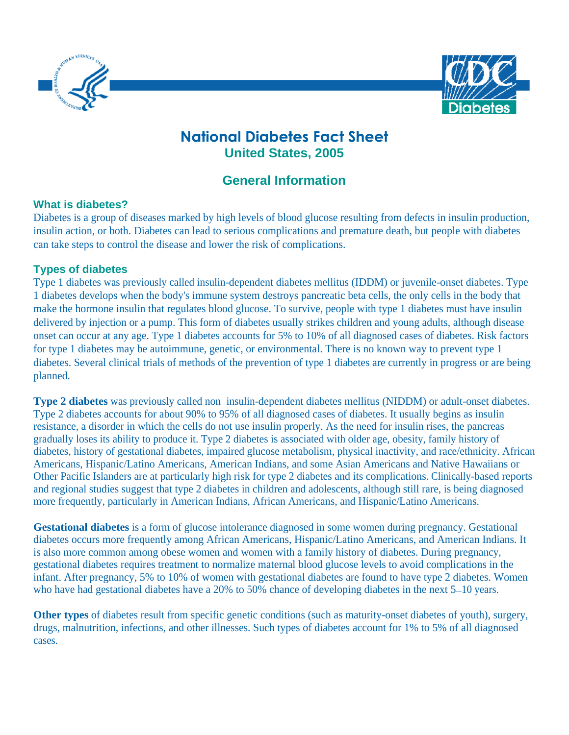# National Diabetes Fact Sheet

## United States, 2005

## General Information

### What is diabetes?

Diabetes is a group of diseases marked by high levels of blood glucose resulting from defects in insulin production, insulin action, or both. Diabetes can lead to serious complications and premature death, but people with diabetes can take steps to control the disease and lower the risk of complications.

### Types of diabetes

Type 1 diabetes was previously called insulin-dependent diabetes mellitus (IDDM) or juvenile-onset diabetes. Type 1 diabetes develops when the body's immune system destroys pancreatic beta cells, the only cells in the body that make the hormone insulin that regulates blood glucose. To survive, people with type 1 diabetes must have insulin delivered by injection or a pump. This form of diabetes usually strikes children and young adults, although disease onset can occur at any age. Type 1 diabetes accounts for 5% to 10% of all diagnosed cases of diabetes. Risk factors for type 1 diabetes may be autoimmune, genetic, or environmental. There is no known way to prevent type 1 diabetes. Several clinical trials of methods of the prevention of type 1 diabetes are currently in progress or are being planned.

**Type 2 diabetes** was previously called non–insulin-dependent diabetes mellitus (NIDDM) or adult-onset diabetes. Type 2 diabetes accounts for about 90% to 95% of all diagnosed cases of diabetes. It usually begins as insulin resistance, a disorder in which the cells do not use insulin properly. As the need for insulin rises, the pancreas gradually loses its ability to produce it. Type 2 diabetes is associated with older age, obesity, family history of diabetes, history of gestational diabetes, impaired glucose metabolism, physical inactivity, and race/ethnicity. African Americans, Hispanic/Latino Americans, American Indians, and some Asian Americans and Native Hawaiians or Other Pacific Islanders are at particularly high risk for type 2 diabetes and its complications. Clinically-based reports and regional studies suggest that type 2 diabetes in children and adolescents, although still rare, is being diagnosed more frequently, particularly in American Indians, African Americans, and Hispanic/Latino Americans.

**Gestational diabetes** is a form of glucose intolerance diagnosed in some women during pregnancy. Gestational diabetes occurs more frequently among African Americans, Hispanic/Latino Americans, and American Indians. It is also more common among obese women and women with a family history of diabetes. During pregnancy, gestational diabetes requires treatment to normalize maternal blood glucose levels to avoid complications in the infant. After pregnancy, 5% to 10% of women with gestational diabetes are found to have type 2 diabetes. Women who have had gestational diabetes have a 20% to 50% chance of developing diabetes in the next 5–10 years.

**Other types** of diabetes result from specific genetic conditions (such as maturity-onset diabetes of youth), surgery, drugs, malnutrition, infections, and other illnesses. Such types of diabetes account for 1% to 5% of all diagnosed cases.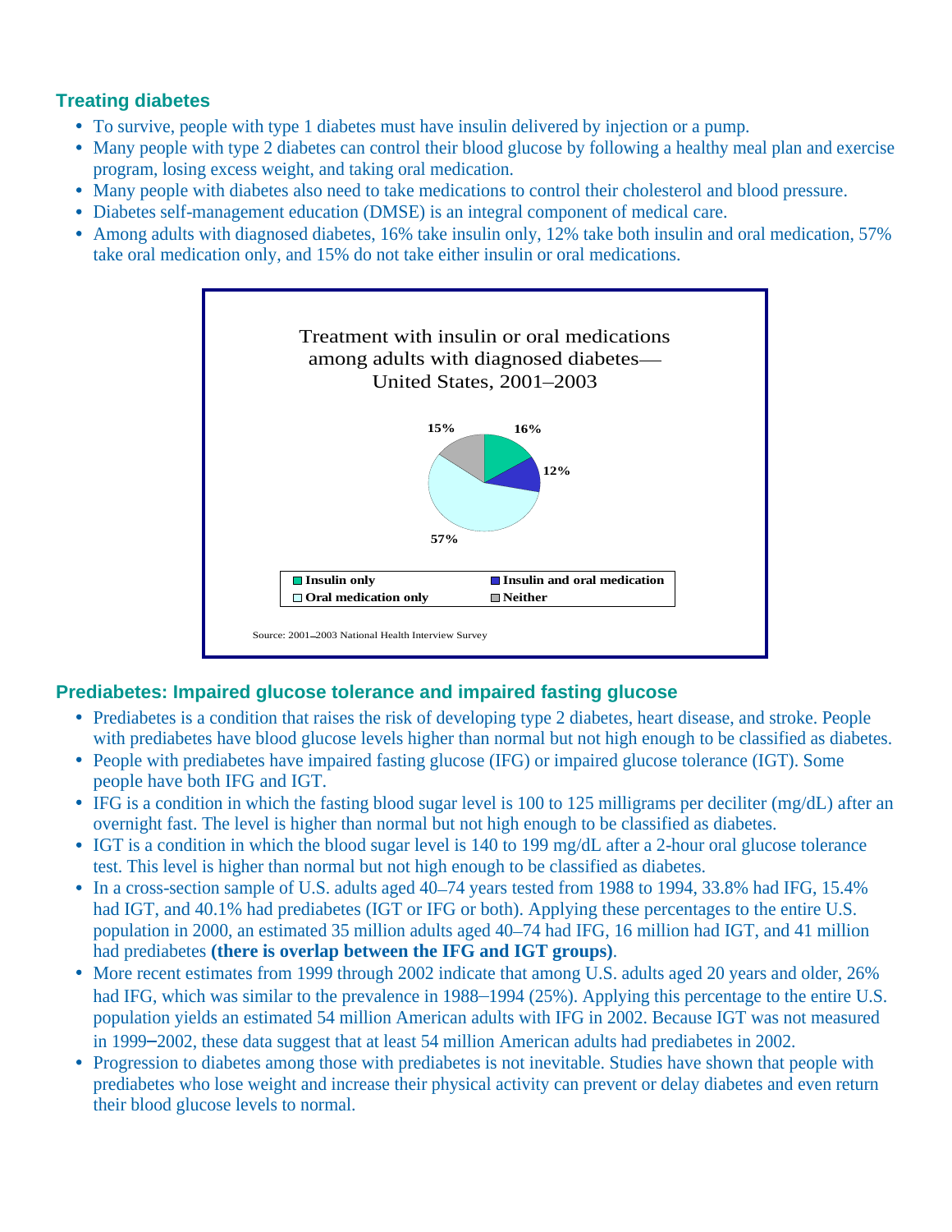### Treating diabetes

- To survive, people with type 1 diabetes must have insulin delivered by injection or a pump.
- Many people with type 2 diabetes can control their blood glucose by following a healthy meal plan and exercise program, losing excess weight, and taking oral medication.
- Many people with diabetes also need to take medications to control their cholesterol and blood pressure.
- Diabetes self-management education (DMSE) is an integral component of medical care.
- Among adults with diagnosed diabetes, 16% take insulin only, 12% take both insulin and oral medication, 57% take oral medication only, and 15% do not take either insulin or oral medications.

Treatment with insulin or oral medications among adults with diagnosed diabetes—United States, 2001–2003

| Treatment | Percent |
|---|---|
| Insulin only | 16% |
| Insulin and oral medication | 12% |
| Oral medication only | 57% |
| Neither | 15% |

Source: 2001–2003 National Health Interview Survey

### Prediabetes: Impaired glucose tolerance and impaired fasting glucose

- Prediabetes is a condition that raises the risk of developing type 2 diabetes, heart disease, and stroke. People with prediabetes have blood glucose levels higher than normal but not high enough to be classified as diabetes.
- People with prediabetes have impaired fasting glucose (IFG) or impaired glucose tolerance (IGT). Some people have both IFG and IGT.
- IFG is a condition in which the fasting blood sugar level is 100 to 125 milligrams per deciliter (mg/dL) after an overnight fast. The level is higher than normal but not high enough to be classified as diabetes.
- IGT is a condition in which the blood sugar level is 140 to 199 mg/dL after a 2-hour oral glucose tolerance test. This level is higher than normal but not high enough to be classified as diabetes.
- In a cross-section sample of U.S. adults aged 40–74 years tested from 1988 to 1994, 33.8% had IFG, 15.4% had IGT, and 40.1% had prediabetes (IGT or IFG or both). Applying these percentages to the entire U.S. population in 2000, an estimated 35 million adults aged 40–74 had IFG, 16 million had IGT, and 41 million had prediabetes **(there is overlap between the IFG and IGT groups)**.
- More recent estimates from 1999 through 2002 indicate that among U.S. adults aged 20 years and older, 26% had IFG, which was similar to the prevalence in 1988–1994 (25%). Applying this percentage to the entire U.S. population yields an estimated 54 million American adults with IFG in 2002. Because IGT was not measured in 1999–2002, these data suggest that at least 54 million American adults had prediabetes in 2002.
- Progression to diabetes among those with prediabetes is not inevitable. Studies have shown that people with prediabetes who lose weight and increase their physical activity can prevent or delay diabetes and even return their blood glucose levels to normal.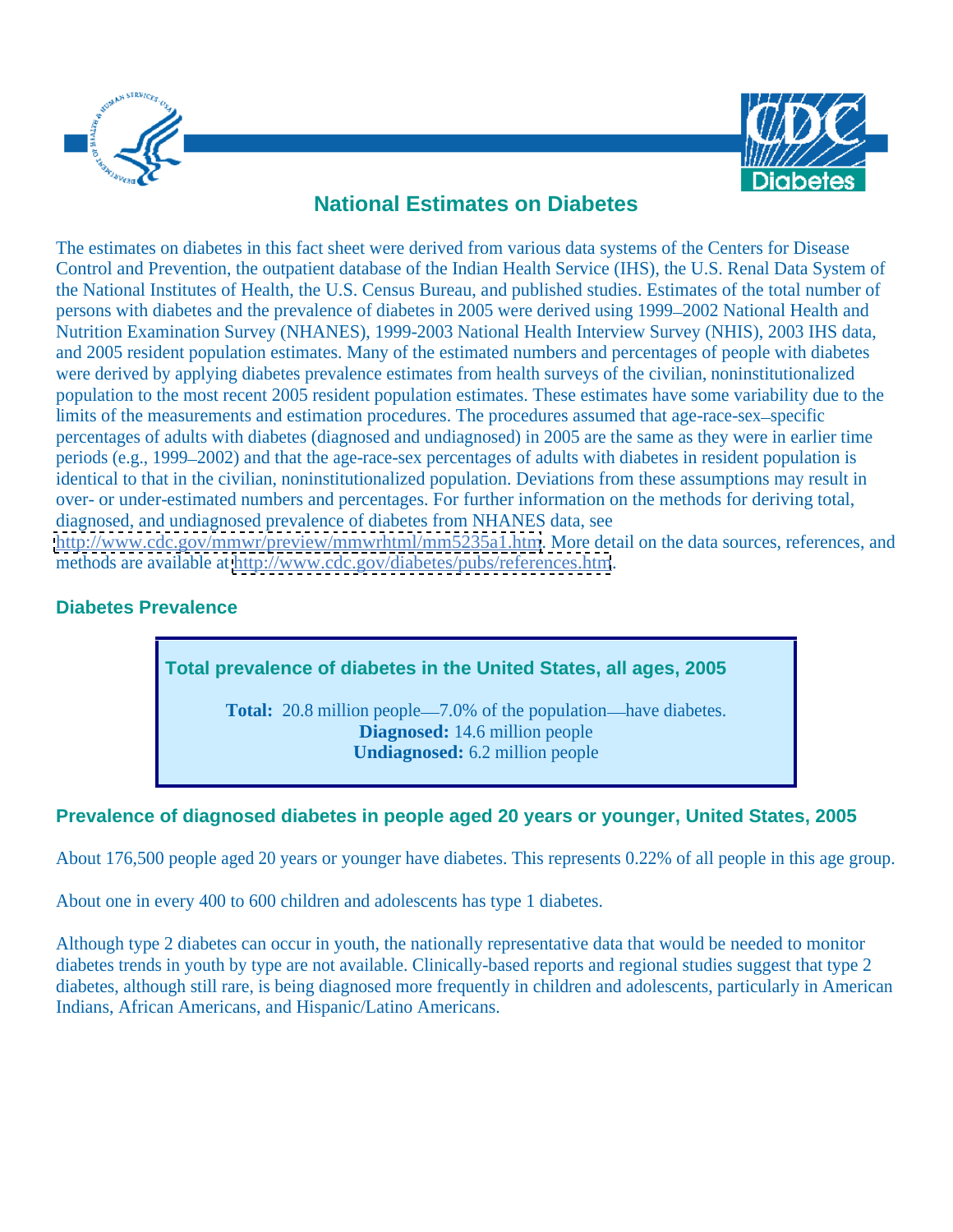# National Estimates on Diabetes

The estimates on diabetes in this fact sheet were derived from various data systems of the Centers for Disease Control and Prevention, the outpatient database of the Indian Health Service (IHS), the U.S. Renal Data System of the National Institutes of Health, the U.S. Census Bureau, and published studies. Estimates of the total number of persons with diabetes and the prevalence of diabetes in 2005 were derived using 1999–2002 National Health and Nutrition Examination Survey (NHANES), 1999-2003 National Health Interview Survey (NHIS), 2003 IHS data, and 2005 resident population estimates. Many of the estimated numbers and percentages of people with diabetes were derived by applying diabetes prevalence estimates from health surveys of the civilian, noninstitutionalized population to the most recent 2005 resident population estimates. These estimates have some variability due to the limits of the measurements and estimation procedures. The procedures assumed that age-race-sex–specific percentages of adults with diabetes (diagnosed and undiagnosed) in 2005 are the same as they were in earlier time periods (e.g., 1999–2002) and that the age-race-sex percentages of adults with diabetes in resident population is identical to that in the civilian, noninstitutionalized population. Deviations from these assumptions may result in over- or under-estimated numbers and percentages. For further information on the methods for deriving total, diagnosed, and undiagnosed prevalence of diabetes from NHANES data, see http://www.cdc.gov/mmwr/preview/mmwrhtml/mm5235a1.htm. More detail on the data sources, references, and methods are available at http://www.cdc.gov/diabetes/pubs/references.htm.

## Diabetes Prevalence

### Total prevalence of diabetes in the United States, all ages, 2005

**Total:** 20.8 million people—7.0% of the population—have diabetes.
**Diagnosed:** 14.6 million people
**Undiagnosed:** 6.2 million people

### Prevalence of diagnosed diabetes in people aged 20 years or younger, United States, 2005

About 176,500 people aged 20 years or younger have diabetes. This represents 0.22% of all people in this age group.

About one in every 400 to 600 children and adolescents has type 1 diabetes.

Although type 2 diabetes can occur in youth, the nationally representative data that would be needed to monitor diabetes trends in youth by type are not available. Clinically-based reports and regional studies suggest that type 2 diabetes, although still rare, is being diagnosed more frequently in children and adolescents, particularly in American Indians, African Americans, and Hispanic/Latino Americans.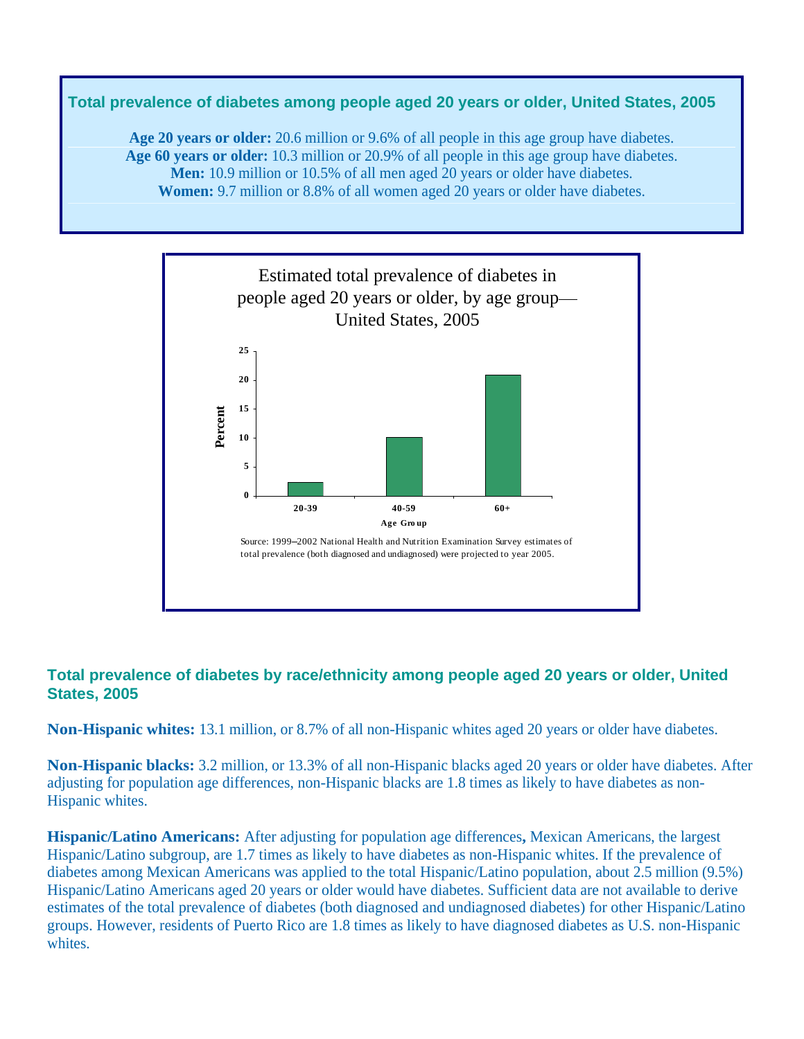## Total prevalence of diabetes among people aged 20 years or older, United States, 2005

**Age 20 years or older:** 20.6 million or 9.6% of all people in this age group have diabetes.
**Age 60 years or older:** 10.3 million or 20.9% of all people in this age group have diabetes.
**Men:** 10.9 million or 10.5% of all men aged 20 years or older have diabetes.
**Women:** 9.7 million or 8.8% of all women aged 20 years or older have diabetes.

Estimated total prevalence of diabetes in people aged 20 years or older, by age group—United States, 2005

| Age Group | Percent |
| --- | --- |
| 20-39 | ~2.5 |
| 40-59 | ~10 |
| 60+ | ~21 |

Source: 1999–2002 National Health and Nutrition Examination Survey estimates of total prevalence (both diagnosed and undiagnosed) were projected to year 2005.

## Total prevalence of diabetes by race/ethnicity among people aged 20 years or older, United States, 2005

**Non-Hispanic whites:** 13.1 million, or 8.7% of all non-Hispanic whites aged 20 years or older have diabetes.

**Non-Hispanic blacks:** 3.2 million, or 13.3% of all non-Hispanic blacks aged 20 years or older have diabetes. After adjusting for population age differences, non-Hispanic blacks are 1.8 times as likely to have diabetes as non-Hispanic whites.

**Hispanic/Latino Americans:** After adjusting for population age differences**,** Mexican Americans, the largest Hispanic/Latino subgroup, are 1.7 times as likely to have diabetes as non-Hispanic whites. If the prevalence of diabetes among Mexican Americans was applied to the total Hispanic/Latino population, about 2.5 million (9.5%) Hispanic/Latino Americans aged 20 years or older would have diabetes. Sufficient data are not available to derive estimates of the total prevalence of diabetes (both diagnosed and undiagnosed diabetes) for other Hispanic/Latino groups. However, residents of Puerto Rico are 1.8 times as likely to have diagnosed diabetes as U.S. non-Hispanic whites.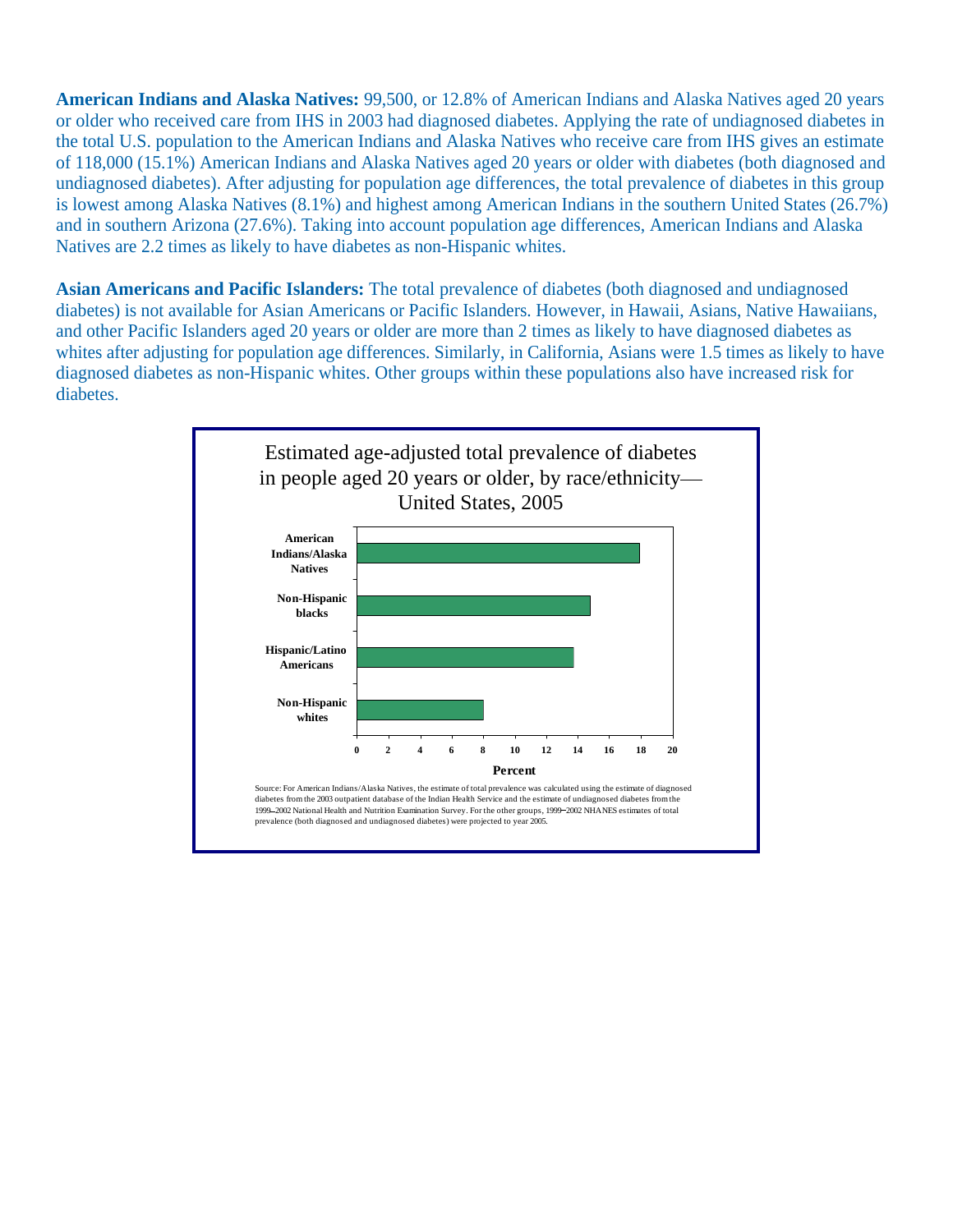**American Indians and Alaska Natives:** 99,500, or 12.8% of American Indians and Alaska Natives aged 20 years or older who received care from IHS in 2003 had diagnosed diabetes. Applying the rate of undiagnosed diabetes in the total U.S. population to the American Indians and Alaska Natives who receive care from IHS gives an estimate of 118,000 (15.1%) American Indians and Alaska Natives aged 20 years or older with diabetes (both diagnosed and undiagnosed diabetes). After adjusting for population age differences, the total prevalence of diabetes in this group is lowest among Alaska Natives (8.1%) and highest among American Indians in the southern United States (26.7%) and in southern Arizona (27.6%). Taking into account population age differences, American Indians and Alaska Natives are 2.2 times as likely to have diabetes as non-Hispanic whites.

**Asian Americans and Pacific Islanders:** The total prevalence of diabetes (both diagnosed and undiagnosed diabetes) is not available for Asian Americans or Pacific Islanders. However, in Hawaii, Asians, Native Hawaiians, and other Pacific Islanders aged 20 years or older are more than 2 times as likely to have diagnosed diabetes as whites after adjusting for population age differences. Similarly, in California, Asians were 1.5 times as likely to have diagnosed diabetes as non-Hispanic whites. Other groups within these populations also have increased risk for diabetes.

Estimated age-adjusted total prevalence of diabetes in people aged 20 years or older, by race/ethnicity—United States, 2005

| Race/ethnicity | Percent (approx.) |
|---|---|
| American Indians/Alaska Natives | 18 |
| Non-Hispanic blacks | 14.8 |
| Hispanic/Latino Americans | 13.7 |
| Non-Hispanic whites | 8 |

Source: For American Indians/Alaska Natives, the estimate of total prevalence was calculated using the estimate of diagnosed diabetes from the 2003 outpatient database of the Indian Health Service and the estimate of undiagnosed diabetes from the 1999–2002 National Health and Nutrition Examination Survey. For the other groups, 1999–2002 NHANES estimates of total prevalence (both diagnosed and undiagnosed diabetes) were projected to year 2005.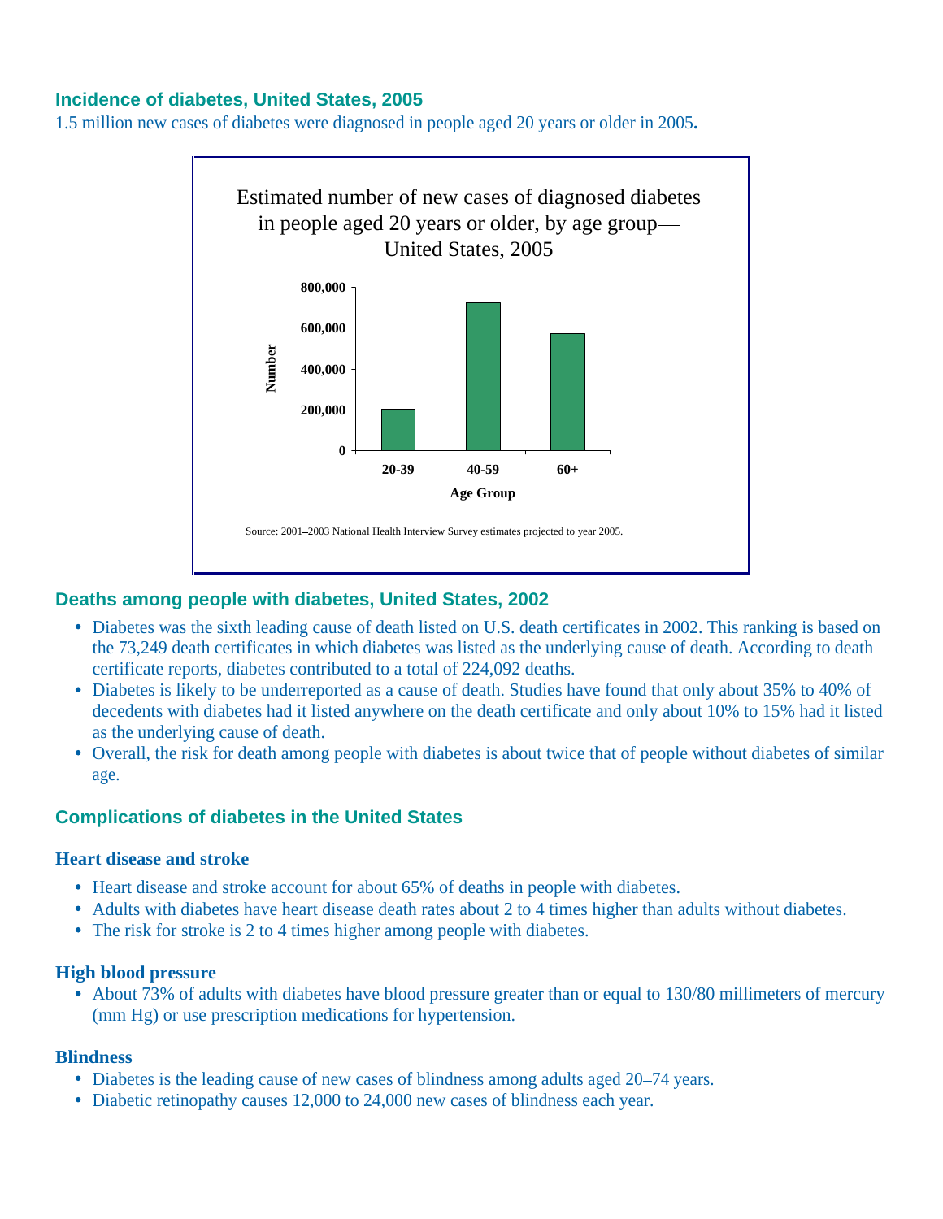## Incidence of diabetes, United States, 2005

1.5 million new cases of diabetes were diagnosed in people aged 20 years or older in 2005**.**

Estimated number of new cases of diagnosed diabetes in people aged 20 years or older, by age group—United States, 2005

Source: 2001–2003 National Health Interview Survey estimates projected to year 2005.

## Deaths among people with diabetes, United States, 2002

- Diabetes was the sixth leading cause of death listed on U.S. death certificates in 2002. This ranking is based on the 73,249 death certificates in which diabetes was listed as the underlying cause of death. According to death certificate reports, diabetes contributed to a total of 224,092 deaths.
- Diabetes is likely to be underreported as a cause of death. Studies have found that only about 35% to 40% of decedents with diabetes had it listed anywhere on the death certificate and only about 10% to 15% had it listed as the underlying cause of death.
- Overall, the risk for death among people with diabetes is about twice that of people without diabetes of similar age.

## Complications of diabetes in the United States

### Heart disease and stroke

- Heart disease and stroke account for about 65% of deaths in people with diabetes.
- Adults with diabetes have heart disease death rates about 2 to 4 times higher than adults without diabetes.
- The risk for stroke is 2 to 4 times higher among people with diabetes.

### High blood pressure

- About 73% of adults with diabetes have blood pressure greater than or equal to 130/80 millimeters of mercury (mm Hg) or use prescription medications for hypertension.

### Blindness

- Diabetes is the leading cause of new cases of blindness among adults aged 20–74 years.
- Diabetic retinopathy causes 12,000 to 24,000 new cases of blindness each year.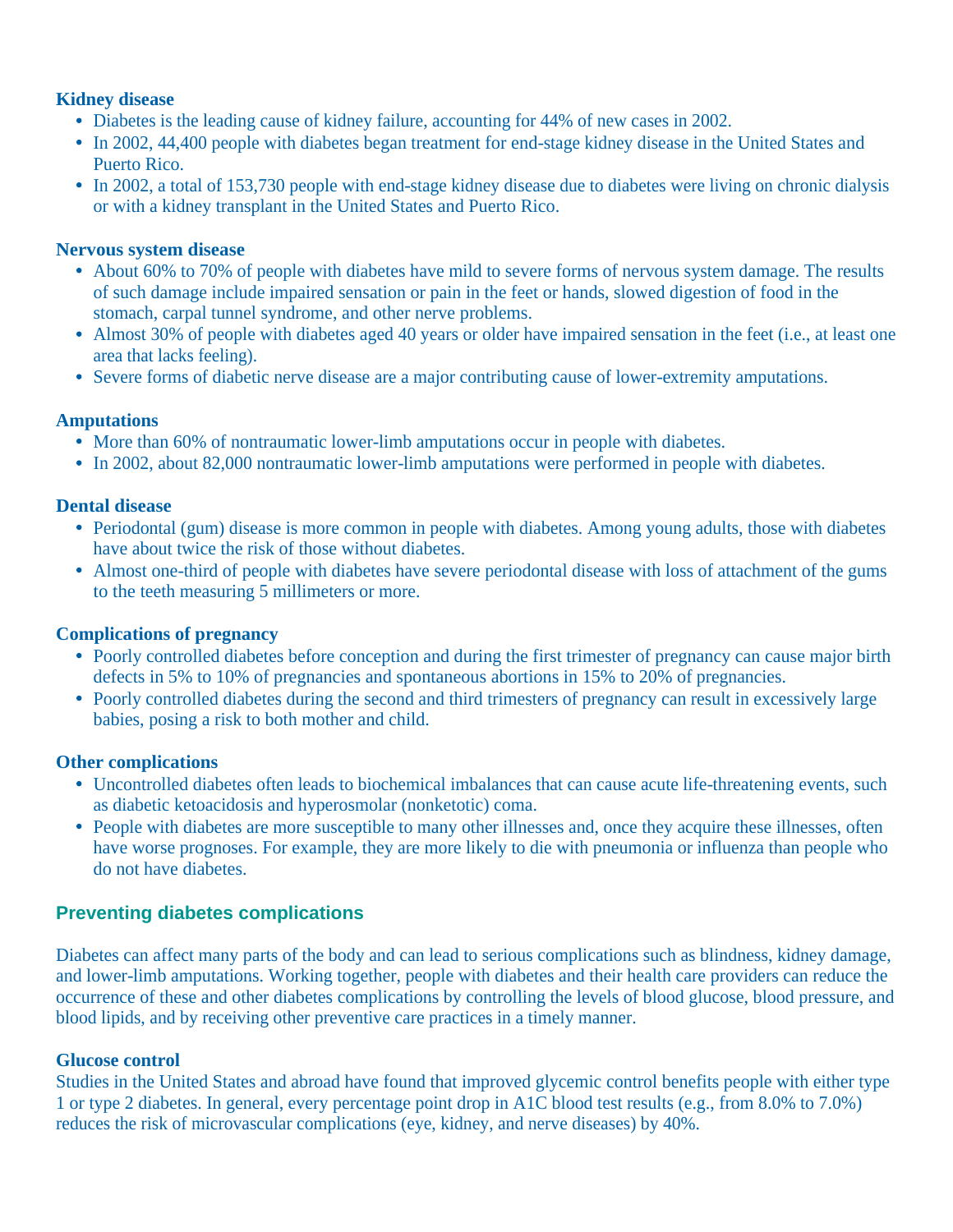### Kidney disease

- Diabetes is the leading cause of kidney failure, accounting for 44% of new cases in 2002.
- In 2002, 44,400 people with diabetes began treatment for end-stage kidney disease in the United States and Puerto Rico.
- In 2002, a total of 153,730 people with end-stage kidney disease due to diabetes were living on chronic dialysis or with a kidney transplant in the United States and Puerto Rico.

### Nervous system disease

- About 60% to 70% of people with diabetes have mild to severe forms of nervous system damage. The results of such damage include impaired sensation or pain in the feet or hands, slowed digestion of food in the stomach, carpal tunnel syndrome, and other nerve problems.
- Almost 30% of people with diabetes aged 40 years or older have impaired sensation in the feet (i.e., at least one area that lacks feeling).
- Severe forms of diabetic nerve disease are a major contributing cause of lower-extremity amputations.

### Amputations

- More than 60% of nontraumatic lower-limb amputations occur in people with diabetes.
- In 2002, about 82,000 nontraumatic lower-limb amputations were performed in people with diabetes.

### Dental disease

- Periodontal (gum) disease is more common in people with diabetes. Among young adults, those with diabetes have about twice the risk of those without diabetes.
- Almost one-third of people with diabetes have severe periodontal disease with loss of attachment of the gums to the teeth measuring 5 millimeters or more.

### Complications of pregnancy

- Poorly controlled diabetes before conception and during the first trimester of pregnancy can cause major birth defects in 5% to 10% of pregnancies and spontaneous abortions in 15% to 20% of pregnancies.
- Poorly controlled diabetes during the second and third trimesters of pregnancy can result in excessively large babies, posing a risk to both mother and child.

### Other complications

- Uncontrolled diabetes often leads to biochemical imbalances that can cause acute life-threatening events, such as diabetic ketoacidosis and hyperosmolar (nonketotic) coma.
- People with diabetes are more susceptible to many other illnesses and, once they acquire these illnesses, often have worse prognoses. For example, they are more likely to die with pneumonia or influenza than people who do not have diabetes.

## Preventing diabetes complications

Diabetes can affect many parts of the body and can lead to serious complications such as blindness, kidney damage, and lower-limb amputations. Working together, people with diabetes and their health care providers can reduce the occurrence of these and other diabetes complications by controlling the levels of blood glucose, blood pressure, and blood lipids, and by receiving other preventive care practices in a timely manner.

### Glucose control

Studies in the United States and abroad have found that improved glycemic control benefits people with either type 1 or type 2 diabetes. In general, every percentage point drop in A1C blood test results (e.g., from 8.0% to 7.0%) reduces the risk of microvascular complications (eye, kidney, and nerve diseases) by 40%.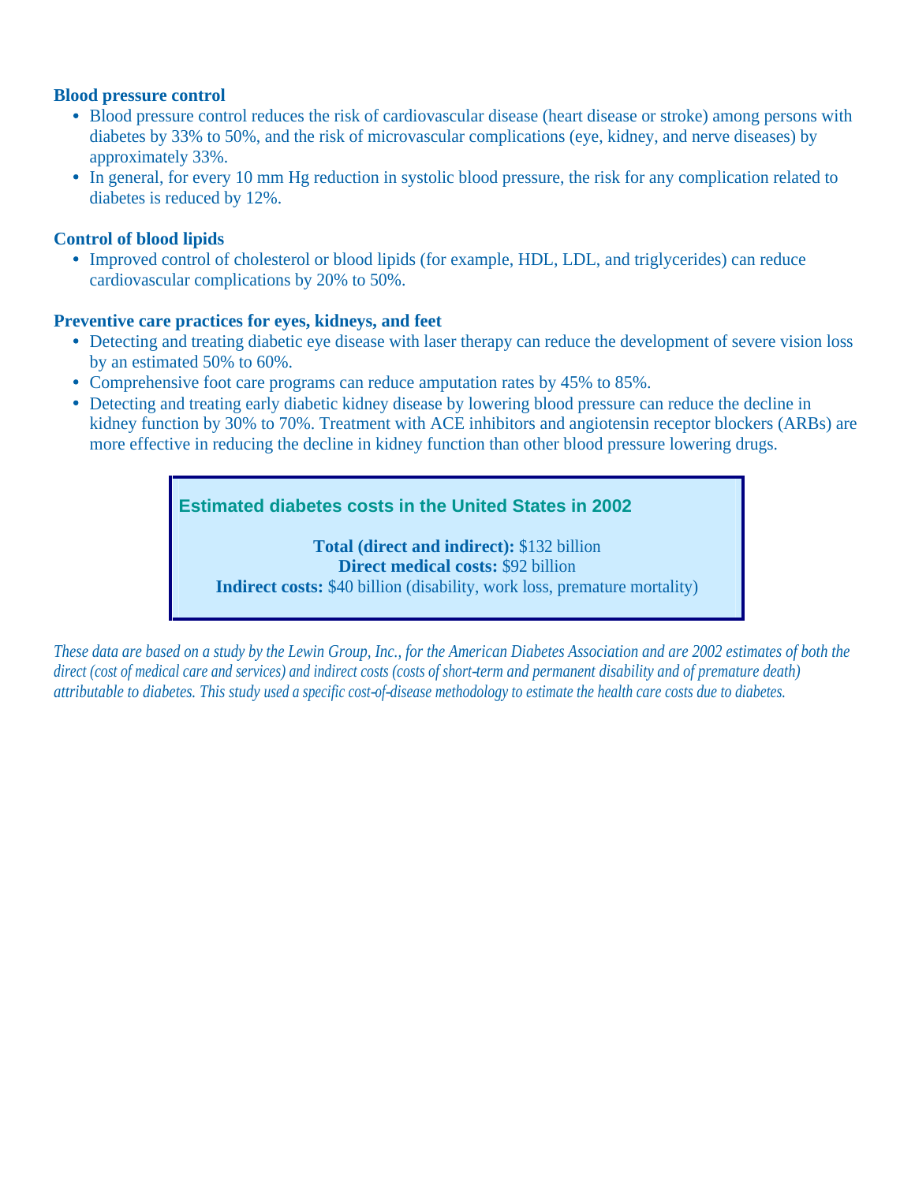### Blood pressure control

- Blood pressure control reduces the risk of cardiovascular disease (heart disease or stroke) among persons with diabetes by 33% to 50%, and the risk of microvascular complications (eye, kidney, and nerve diseases) by approximately 33%.
- In general, for every 10 mm Hg reduction in systolic blood pressure, the risk for any complication related to diabetes is reduced by 12%.

### Control of blood lipids

- Improved control of cholesterol or blood lipids (for example, HDL, LDL, and triglycerides) can reduce cardiovascular complications by 20% to 50%.

### Preventive care practices for eyes, kidneys, and feet

- Detecting and treating diabetic eye disease with laser therapy can reduce the development of severe vision loss by an estimated 50% to 60%.
- Comprehensive foot care programs can reduce amputation rates by 45% to 85%.
- Detecting and treating early diabetic kidney disease by lowering blood pressure can reduce the decline in kidney function by 30% to 70%. Treatment with ACE inhibitors and angiotensin receptor blockers (ARBs) are more effective in reducing the decline in kidney function than other blood pressure lowering drugs.

### Estimated diabetes costs in the United States in 2002

**Total (direct and indirect):** $132 billion
**Direct medical costs:** $92 billion
**Indirect costs:** $40 billion (disability, work loss, premature mortality)

*These data are based on a study by the Lewin Group, Inc., for the American Diabetes Association and are 2002 estimates of both the direct (cost of medical care and services) and indirect costs (costs of short-term and permanent disability and of premature death) attributable to diabetes. This study used a specific cost-of-disease methodology to estimate the health care costs due to diabetes.*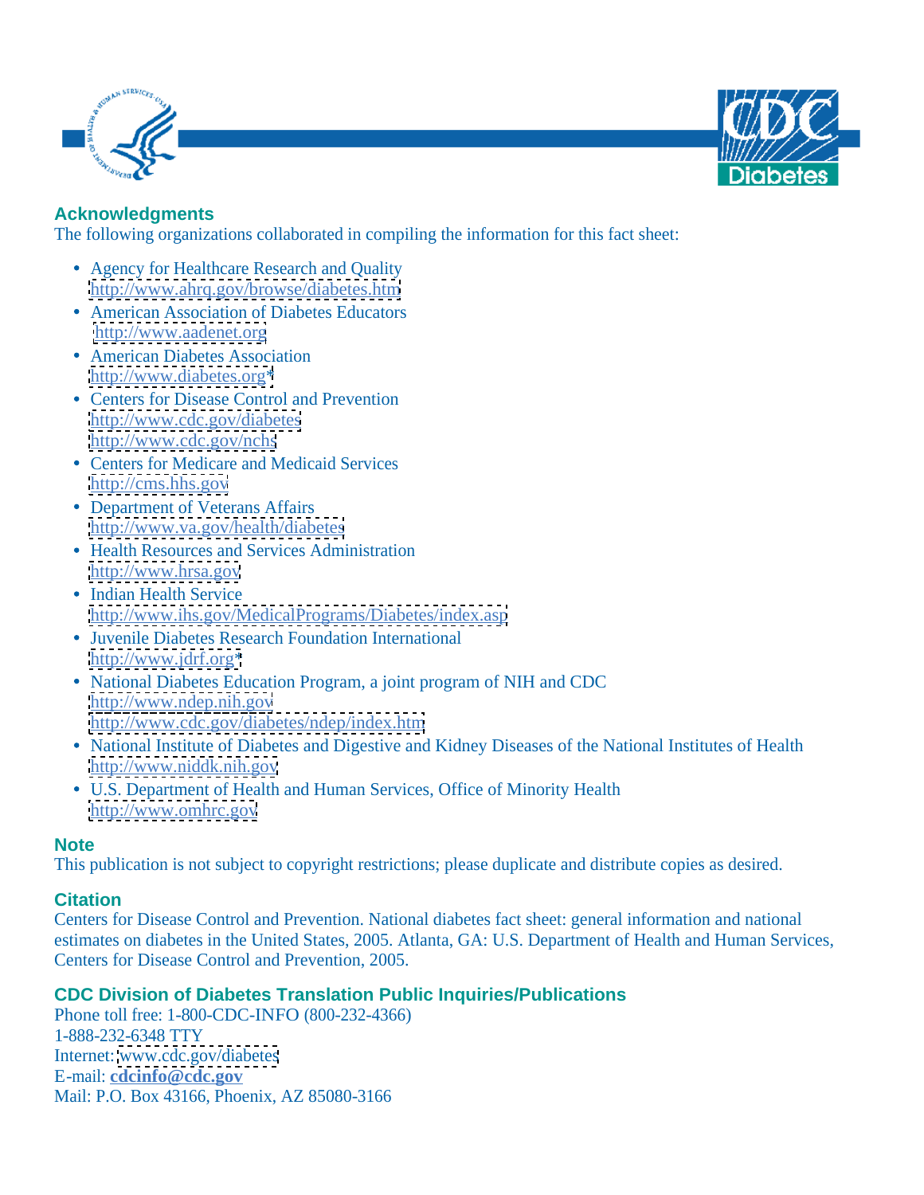## Acknowledgments

The following organizations collaborated in compiling the information for this fact sheet:

- Agency for Healthcare Research and Quality
  http://www.ahrq.gov/browse/diabetes.htm
- American Association of Diabetes Educators
  http://www.aadenet.org
- American Diabetes Association
  http://www.diabetes.org*
- Centers for Disease Control and Prevention
  http://www.cdc.gov/diabetes
  http://www.cdc.gov/nchs
- Centers for Medicare and Medicaid Services
  http://cms.hhs.gov
- Department of Veterans Affairs
  http://www.va.gov/health/diabetes
- Health Resources and Services Administration
  http://www.hrsa.gov
- Indian Health Service
  http://www.ihs.gov/MedicalPrograms/Diabetes/index.asp
- Juvenile Diabetes Research Foundation International
  http://www.jdrf.org*
- National Diabetes Education Program, a joint program of NIH and CDC
  http://www.ndep.nih.gov
  http://www.cdc.gov/diabetes/ndep/index.htm
- National Institute of Diabetes and Digestive and Kidney Diseases of the National Institutes of Health
  http://www.niddk.nih.gov
- U.S. Department of Health and Human Services, Office of Minority Health
  http://www.omhrc.gov

## Note

This publication is not subject to copyright restrictions; please duplicate and distribute copies as desired.

## Citation

Centers for Disease Control and Prevention. National diabetes fact sheet: general information and national estimates on diabetes in the United States, 2005. Atlanta, GA: U.S. Department of Health and Human Services, Centers for Disease Control and Prevention, 2005.

## CDC Division of Diabetes Translation Public Inquiries/Publications

Phone toll free: 1-800-CDC-INFO (800-232-4366)
1-888-232-6348 TTY
Internet: www.cdc.gov/diabetes
E-mail: **cdcinfo@cdc.gov**
Mail: P.O. Box 43166, Phoenix, AZ 85080-3166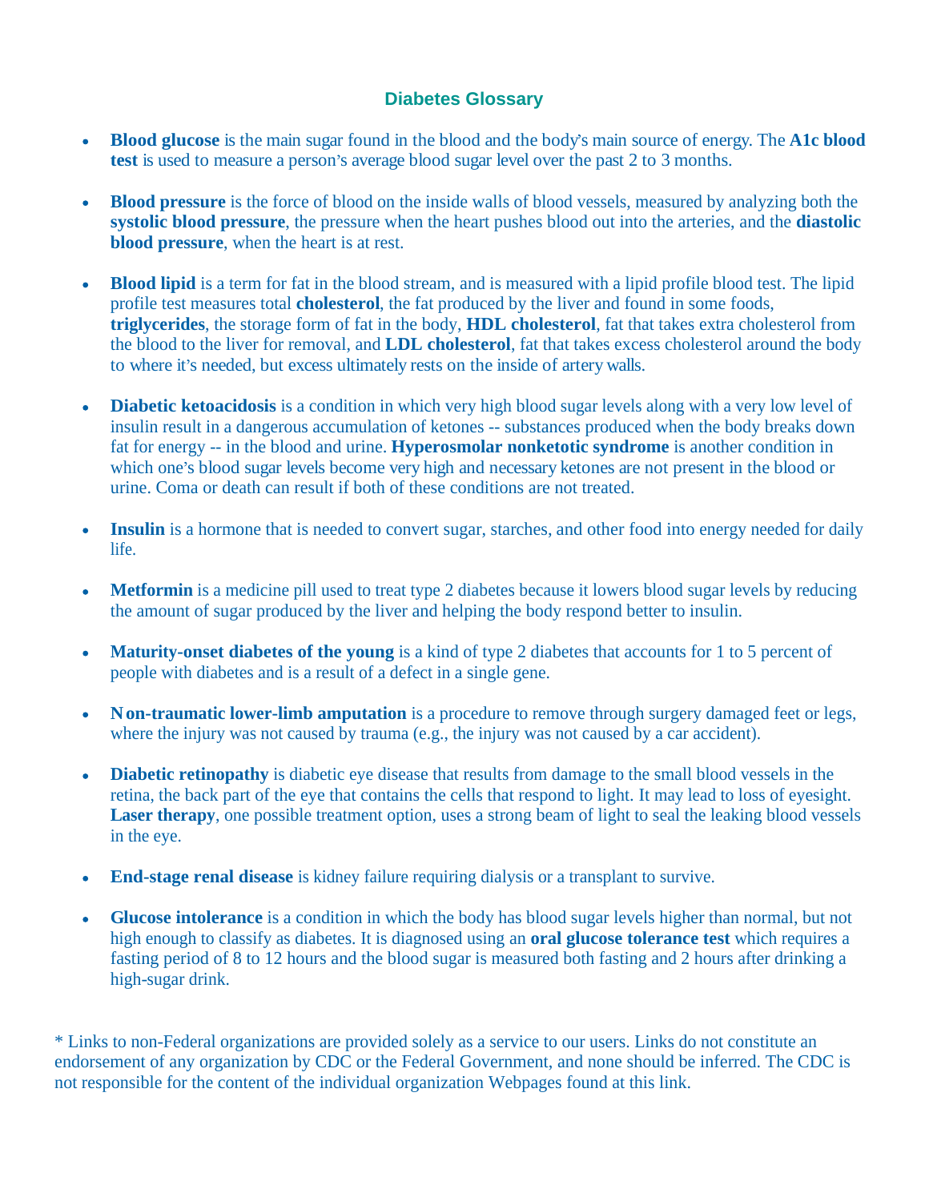## Diabetes Glossary

- **Blood glucose** is the main sugar found in the blood and the body's main source of energy. The **A1c blood test** is used to measure a person's average blood sugar level over the past 2 to 3 months.

- **Blood pressure** is the force of blood on the inside walls of blood vessels, measured by analyzing both the **systolic blood pressure**, the pressure when the heart pushes blood out into the arteries, and the **diastolic blood pressure**, when the heart is at rest.

- **Blood lipid** is a term for fat in the blood stream, and is measured with a lipid profile blood test. The lipid profile test measures total **cholesterol**, the fat produced by the liver and found in some foods, **triglycerides**, the storage form of fat in the body, **HDL cholesterol**, fat that takes extra cholesterol from the blood to the liver for removal, and **LDL cholesterol**, fat that takes excess cholesterol around the body to where it's needed, but excess ultimately rests on the inside of artery walls.

- **Diabetic ketoacidosis** is a condition in which very high blood sugar levels along with a very low level of insulin result in a dangerous accumulation of ketones -- substances produced when the body breaks down fat for energy -- in the blood and urine. **Hyperosmolar nonketotic syndrome** is another condition in which one's blood sugar levels become very high and necessary ketones are not present in the blood or urine. Coma or death can result if both of these conditions are not treated.

- **Insulin** is a hormone that is needed to convert sugar, starches, and other food into energy needed for daily life.

- **Metformin** is a medicine pill used to treat type 2 diabetes because it lowers blood sugar levels by reducing the amount of sugar produced by the liver and helping the body respond better to insulin.

- **Maturity-onset diabetes of the young** is a kind of type 2 diabetes that accounts for 1 to 5 percent of people with diabetes and is a result of a defect in a single gene.

- **Non-traumatic lower-limb amputation** is a procedure to remove through surgery damaged feet or legs, where the injury was not caused by trauma (e.g., the injury was not caused by a car accident).

- **Diabetic retinopathy** is diabetic eye disease that results from damage to the small blood vessels in the retina, the back part of the eye that contains the cells that respond to light. It may lead to loss of eyesight. **Laser therapy**, one possible treatment option, uses a strong beam of light to seal the leaking blood vessels in the eye.

- **End-stage renal disease** is kidney failure requiring dialysis or a transplant to survive.

- **Glucose intolerance** is a condition in which the body has blood sugar levels higher than normal, but not high enough to classify as diabetes. It is diagnosed using an **oral glucose tolerance test** which requires a fasting period of 8 to 12 hours and the blood sugar is measured both fasting and 2 hours after drinking a high-sugar drink.

* Links to non-Federal organizations are provided solely as a service to our users. Links do not constitute an endorsement of any organization by CDC or the Federal Government, and none should be inferred. The CDC is not responsible for the content of the individual organization Webpages found at this link.